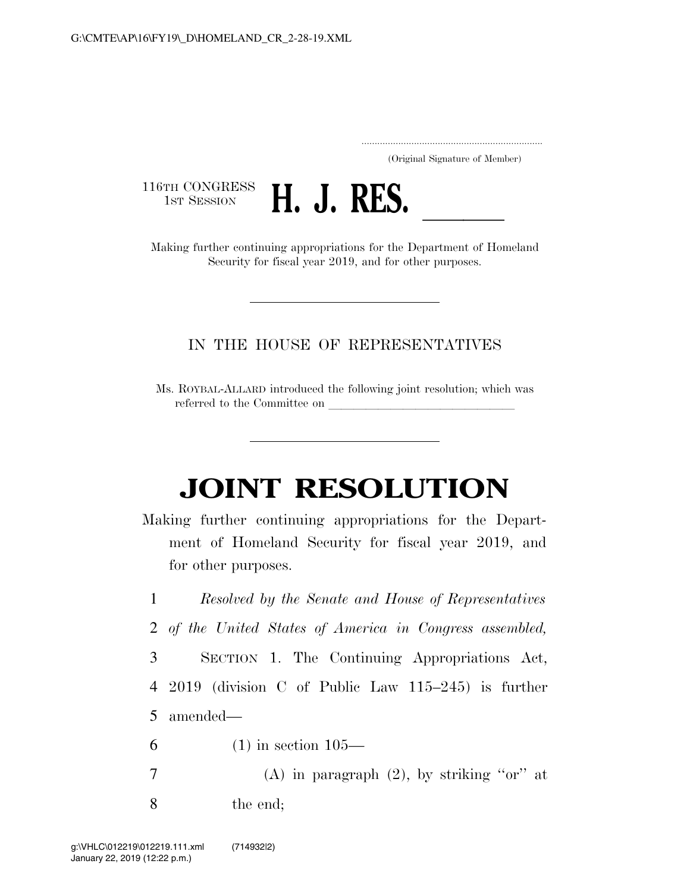(Original Signature of Member)

116TH CONGRESS
1ST SESSION

# H. J. RES. ____

Making further continuing appropriations for the Department of Homeland Security for fiscal year 2019, and for other purposes.

IN THE HOUSE OF REPRESENTATIVES

Ms. ROYBAL-ALLARD introduced the following joint resolution; which was referred to the Committee on ______________________________

# JOINT RESOLUTION

Making further continuing appropriations for the Department of Homeland Security for fiscal year 2019, and for other purposes.

*Resolved by the Senate and House of Representatives of the United States of America in Congress assembled,*

SECTION 1. The Continuing Appropriations Act, 2019 (division C of Public Law 115–245) is further amended—

(1) in section 105—

(A) in paragraph (2), by striking ''or'' at the end;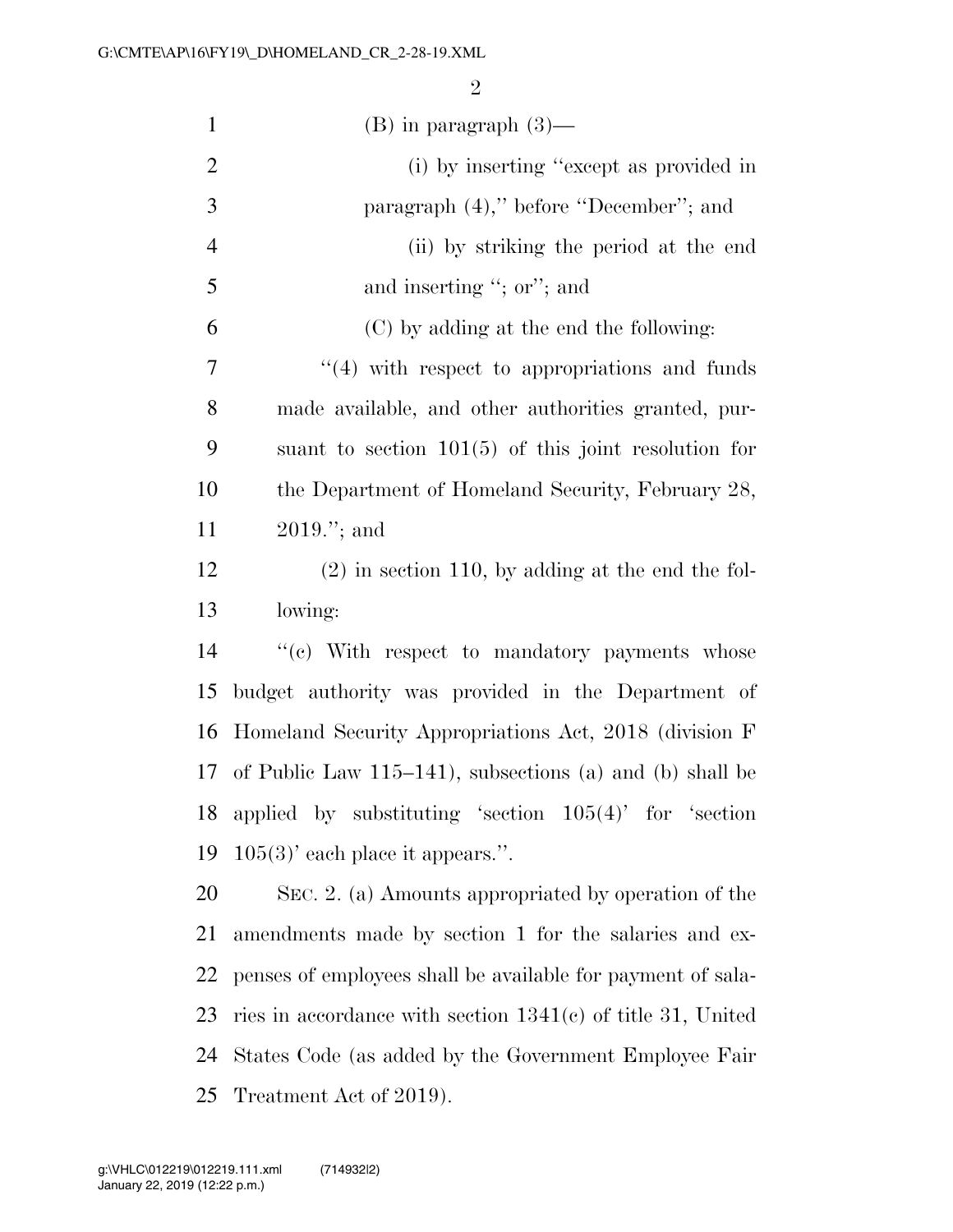(B) in paragraph (3)—

(i) by inserting "except as provided in paragraph (4)," before "December"; and

(ii) by striking the period at the end and inserting "; or"; and

(C) by adding at the end the following:

"(4) with respect to appropriations and funds made available, and other authorities granted, pursuant to section 101(5) of this joint resolution for the Department of Homeland Security, February 28, 2019."; and

(2) in section 110, by adding at the end the following:

"(c) With respect to mandatory payments whose budget authority was provided in the Department of Homeland Security Appropriations Act, 2018 (division F of Public Law 115–141), subsections (a) and (b) shall be applied by substituting 'section 105(4)' for 'section 105(3)' each place it appears.".

SEC. 2. (a) Amounts appropriated by operation of the amendments made by section 1 for the salaries and expenses of employees shall be available for payment of salaries in accordance with section 1341(c) of title 31, United States Code (as added by the Government Employee Fair Treatment Act of 2019).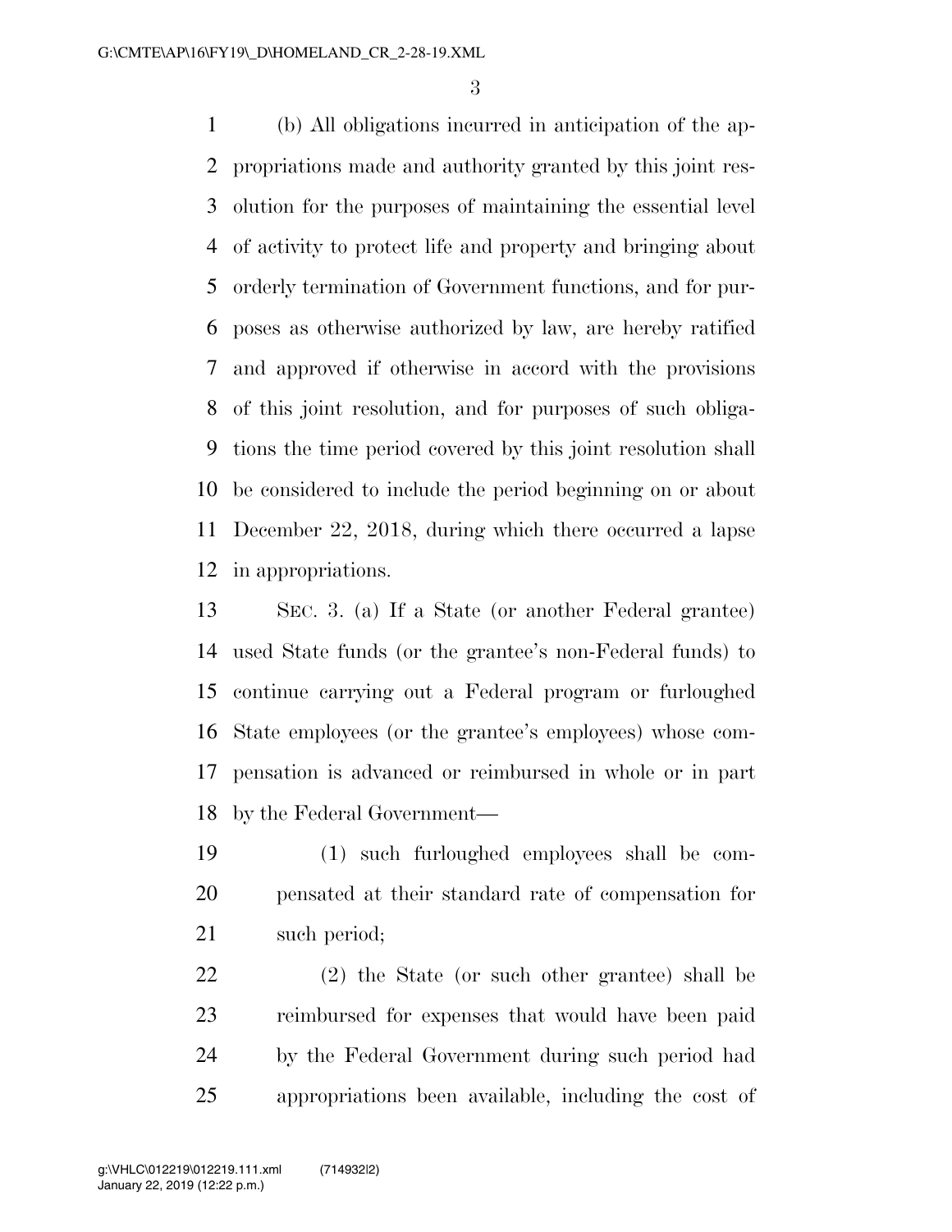(b) All obligations incurred in anticipation of the appropriations made and authority granted by this joint resolution for the purposes of maintaining the essential level of activity to protect life and property and bringing about orderly termination of Government functions, and for purposes as otherwise authorized by law, are hereby ratified and approved if otherwise in accord with the provisions of this joint resolution, and for purposes of such obligations the time period covered by this joint resolution shall be considered to include the period beginning on or about December 22, 2018, during which there occurred a lapse in appropriations.

SEC. 3. (a) If a State (or another Federal grantee) used State funds (or the grantee's non-Federal funds) to continue carrying out a Federal program or furloughed State employees (or the grantee's employees) whose compensation is advanced or reimbursed in whole or in part by the Federal Government—

(1) such furloughed employees shall be compensated at their standard rate of compensation for such period;

(2) the State (or such other grantee) shall be reimbursed for expenses that would have been paid by the Federal Government during such period had appropriations been available, including the cost of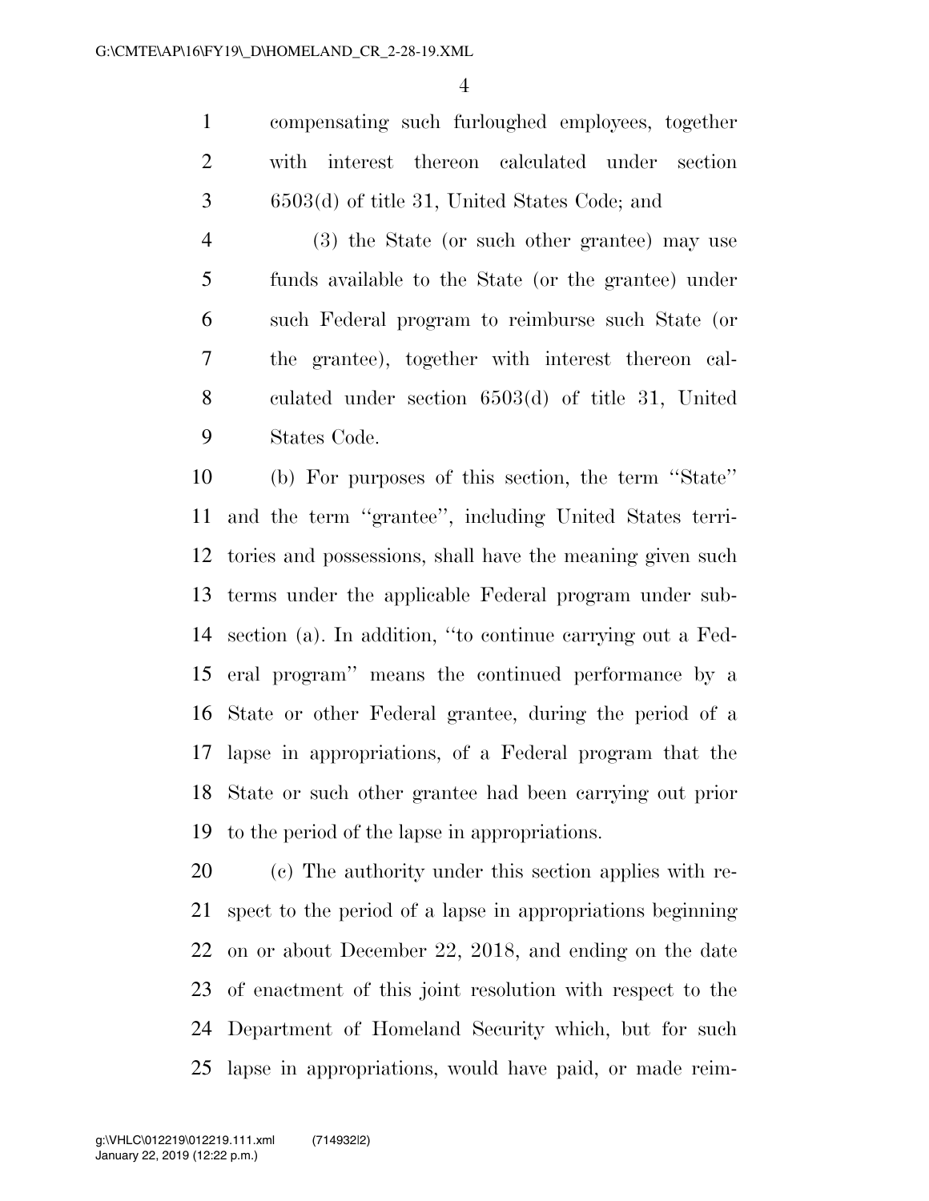compensating such furloughed employees, together with interest thereon calculated under section 6503(d) of title 31, United States Code; and

(3) the State (or such other grantee) may use funds available to the State (or the grantee) under such Federal program to reimburse such State (or the grantee), together with interest thereon calculated under section 6503(d) of title 31, United States Code.

(b) For purposes of this section, the term ''State'' and the term ''grantee'', including United States territories and possessions, shall have the meaning given such terms under the applicable Federal program under subsection (a). In addition, ''to continue carrying out a Federal program'' means the continued performance by a State or other Federal grantee, during the period of a lapse in appropriations, of a Federal program that the State or such other grantee had been carrying out prior to the period of the lapse in appropriations.

(c) The authority under this section applies with respect to the period of a lapse in appropriations beginning on or about December 22, 2018, and ending on the date of enactment of this joint resolution with respect to the Department of Homeland Security which, but for such lapse in appropriations, would have paid, or made reim-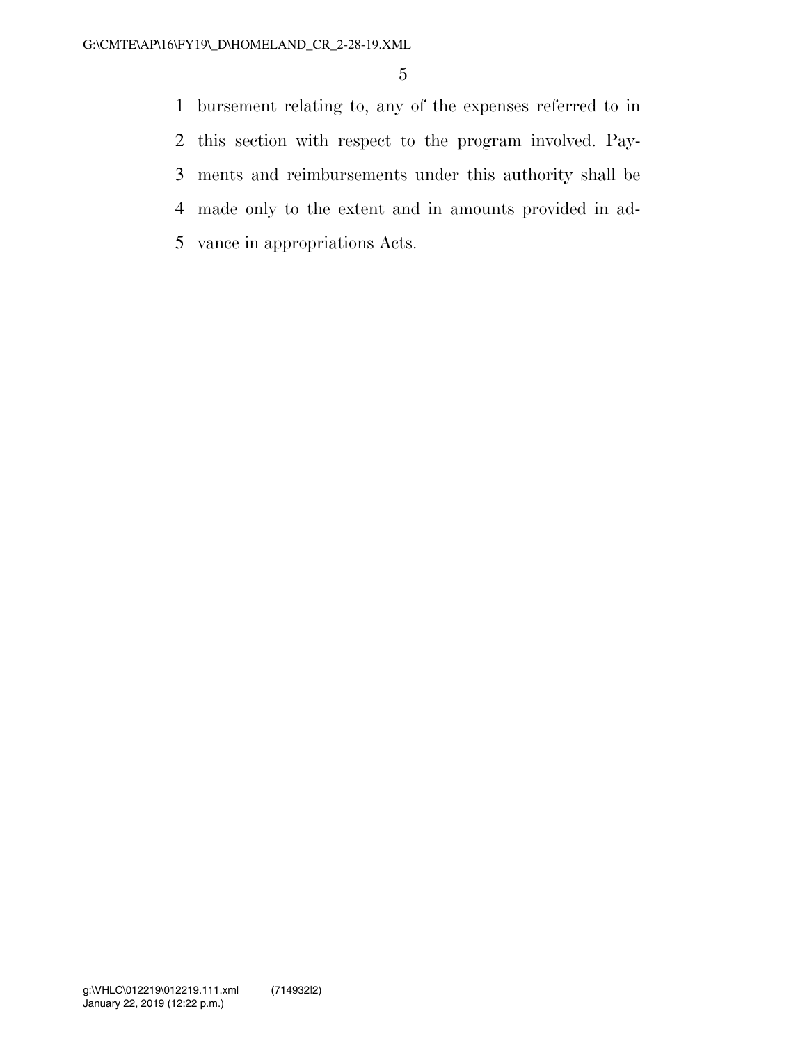bursement relating to, any of the expenses referred to in this section with respect to the program involved. Payments and reimbursements under this authority shall be made only to the extent and in amounts provided in advance in appropriations Acts.